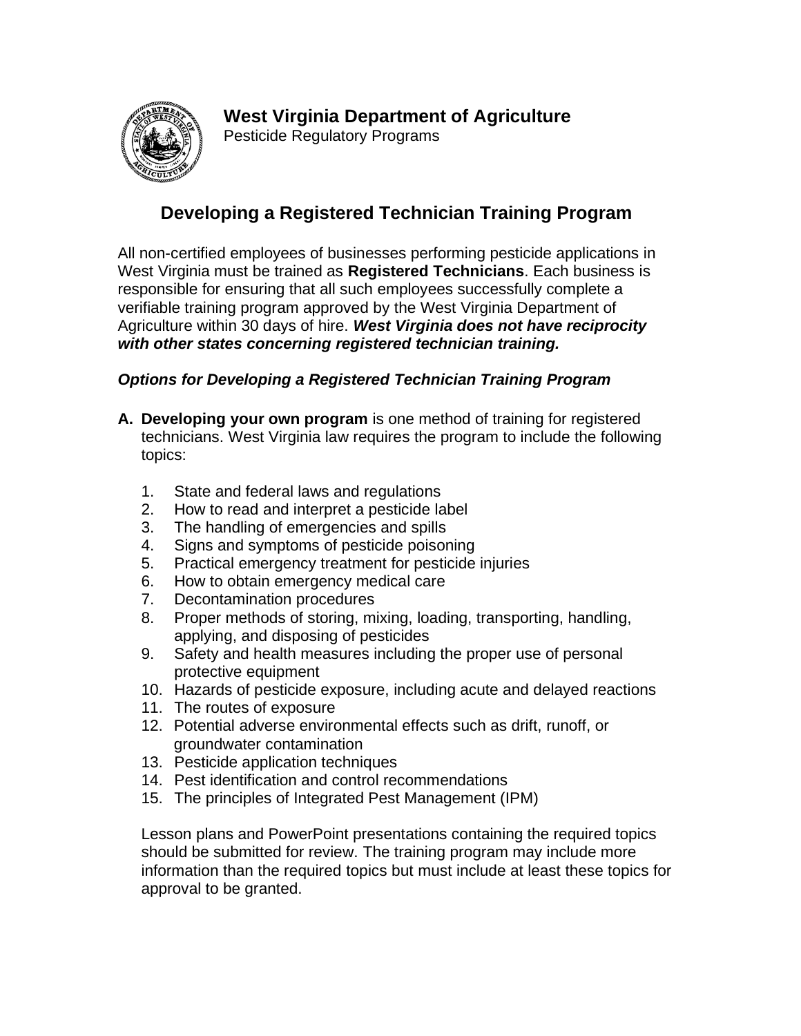**West Virginia Department of Agriculture**
Pesticide Regulatory Programs

# Developing a Registered Technician Training Program

All non-certified employees of businesses performing pesticide applications in West Virginia must be trained as **Registered Technicians**. Each business is responsible for ensuring that all such employees successfully complete a verifiable training program approved by the West Virginia Department of Agriculture within 30 days of hire. ***West Virginia does not have reciprocity with other states concerning registered technician training.***

### *Options for Developing a Registered Technician Training Program*

**A. Developing your own program** is one method of training for registered technicians. West Virginia law requires the program to include the following topics:

1. State and federal laws and regulations
2. How to read and interpret a pesticide label
3. The handling of emergencies and spills
4. Signs and symptoms of pesticide poisoning
5. Practical emergency treatment for pesticide injuries
6. How to obtain emergency medical care
7. Decontamination procedures
8. Proper methods of storing, mixing, loading, transporting, handling, applying, and disposing of pesticides
9. Safety and health measures including the proper use of personal protective equipment
10. Hazards of pesticide exposure, including acute and delayed reactions
11. The routes of exposure
12. Potential adverse environmental effects such as drift, runoff, or groundwater contamination
13. Pesticide application techniques
14. Pest identification and control recommendations
15. The principles of Integrated Pest Management (IPM)

Lesson plans and PowerPoint presentations containing the required topics should be submitted for review. The training program may include more information than the required topics but must include at least these topics for approval to be granted.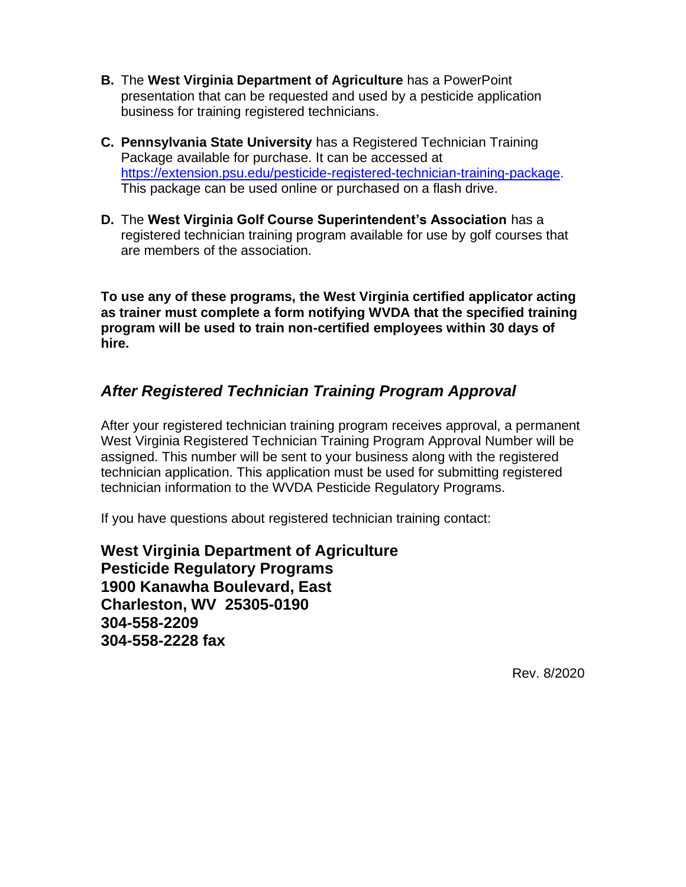**B.** The **West Virginia Department of Agriculture** has a PowerPoint presentation that can be requested and used by a pesticide application business for training registered technicians.

**C.** **Pennsylvania State University** has a Registered Technician Training Package available for purchase. It can be accessed at https://extension.psu.edu/pesticide-registered-technician-training-package. This package can be used online or purchased on a flash drive.

**D.** The **West Virginia Golf Course Superintendent's Association** has a registered technician training program available for use by golf courses that are members of the association.

**To use any of these programs, the West Virginia certified applicator acting as trainer must complete a form notifying WVDA that the specified training program will be used to train non-certified employees within 30 days of hire.**

## *After Registered Technician Training Program Approval*

After your registered technician training program receives approval, a permanent West Virginia Registered Technician Training Program Approval Number will be assigned. This number will be sent to your business along with the registered technician application. This application must be used for submitting registered technician information to the WVDA Pesticide Regulatory Programs.

If you have questions about registered technician training contact:

**West Virginia Department of Agriculture**
**Pesticide Regulatory Programs**
**1900 Kanawha Boulevard, East**
**Charleston, WV 25305-0190**
**304-558-2209**
**304-558-2228 fax**

Rev. 8/2020